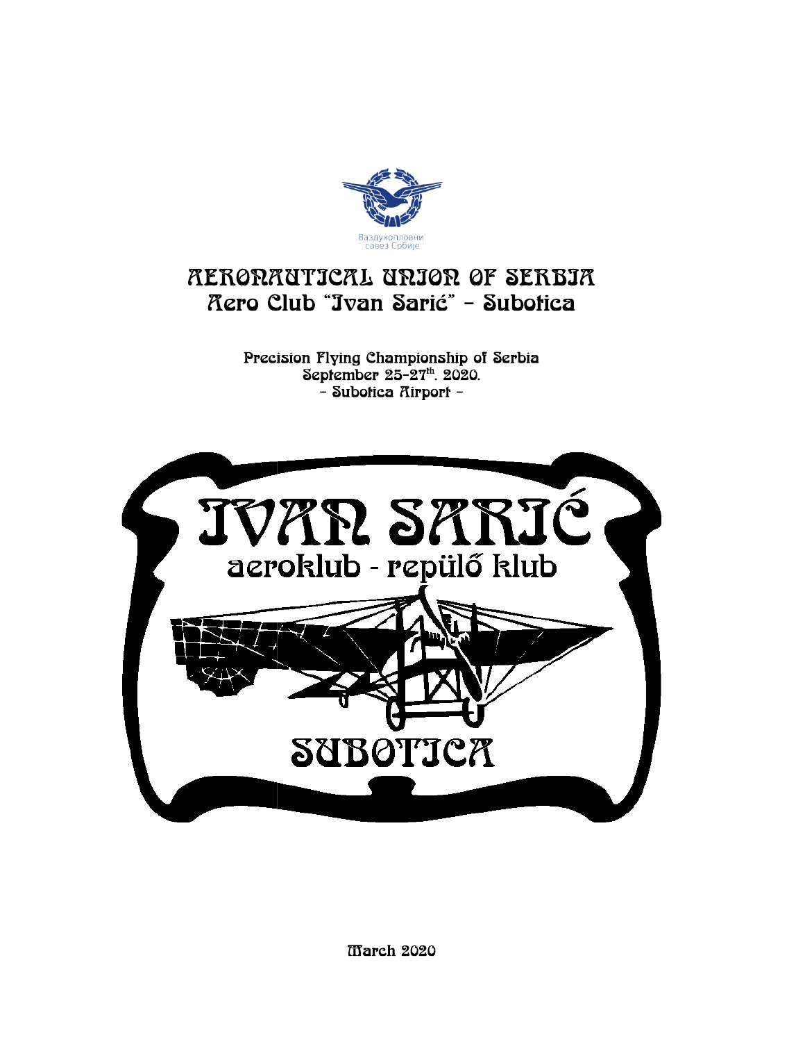Ваздухопловни савез Србије

# AERONAUTICAL UNION OF SERBIA

## Aero Club "Ivan Sarić" – Subotica

**Precision Flying Championship of Serbia**
**September 25-27th. 2020.**
**– Subotica Airport –**

IVAN SARIĆ
aeroklub - repülő klub
SUBOTICA

March 2020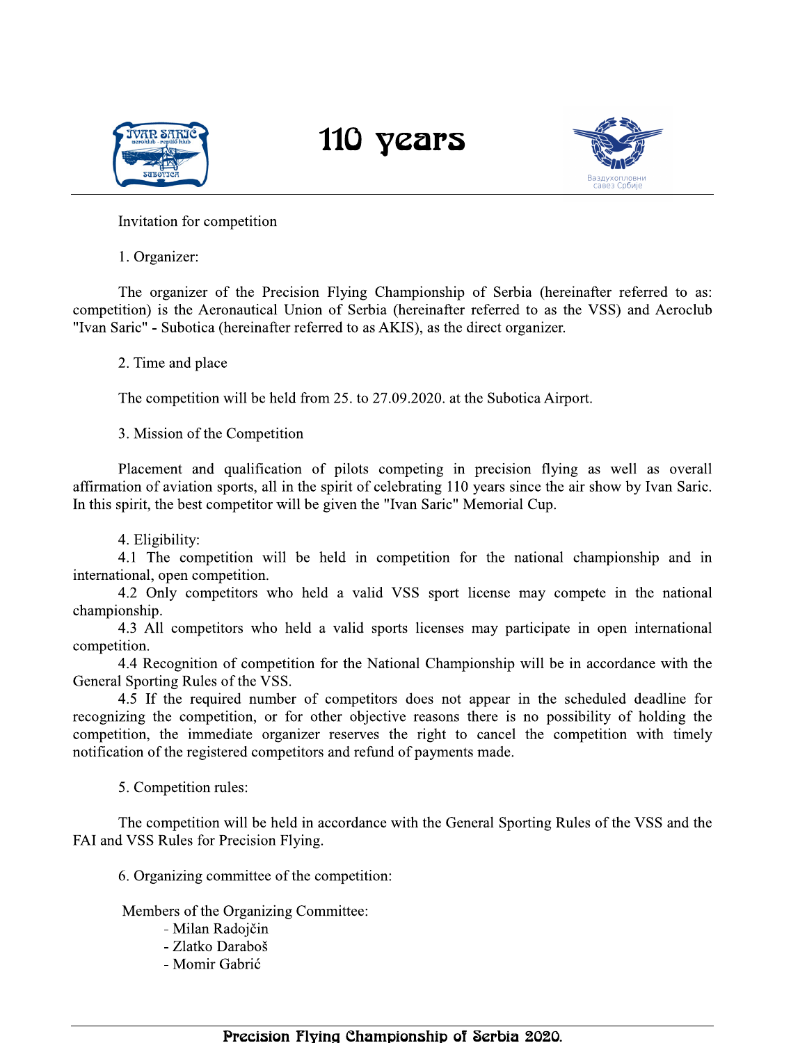Invitation for competition

## 1. Organizer:

The organizer of the Precision Flying Championship of Serbia (hereinafter referred to as: competition) is the Aeronautical Union of Serbia (hereinafter referred to as the VSS) and Aeroclub "Ivan Saric" - Subotica (hereinafter referred to as AKIS), as the direct organizer.

## 2. Time and place

The competition will be held from 25. to 27.09.2020. at the Subotica Airport.

## 3. Mission of the Competition

Placement and qualification of pilots competing in precision flying as well as overall affirmation of aviation sports, all in the spirit of celebrating 110 years since the air show by Ivan Saric. In this spirit, the best competitor will be given the "Ivan Saric" Memorial Cup.

## 4. Eligibility:

4.1 The competition will be held in competition for the national championship and in international, open competition.

4.2 Only competitors who held a valid VSS sport license may compete in the national championship.

4.3 All competitors who held a valid sports licenses may participate in open international competition.

4.4 Recognition of competition for the National Championship will be in accordance with the General Sporting Rules of the VSS.

4.5 If the required number of competitors does not appear in the scheduled deadline for recognizing the competition, or for other objective reasons there is no possibility of holding the competition, the immediate organizer reserves the right to cancel the competition with timely notification of the registered competitors and refund of payments made.

## 5. Competition rules:

The competition will be held in accordance with the General Sporting Rules of the VSS and the FAI and VSS Rules for Precision Flying.

## 6. Organizing committee of the competition:

Members of the Organizing Committee:

- Milan Radojčin
- Zlatko Daraboš
- Momir Gabrić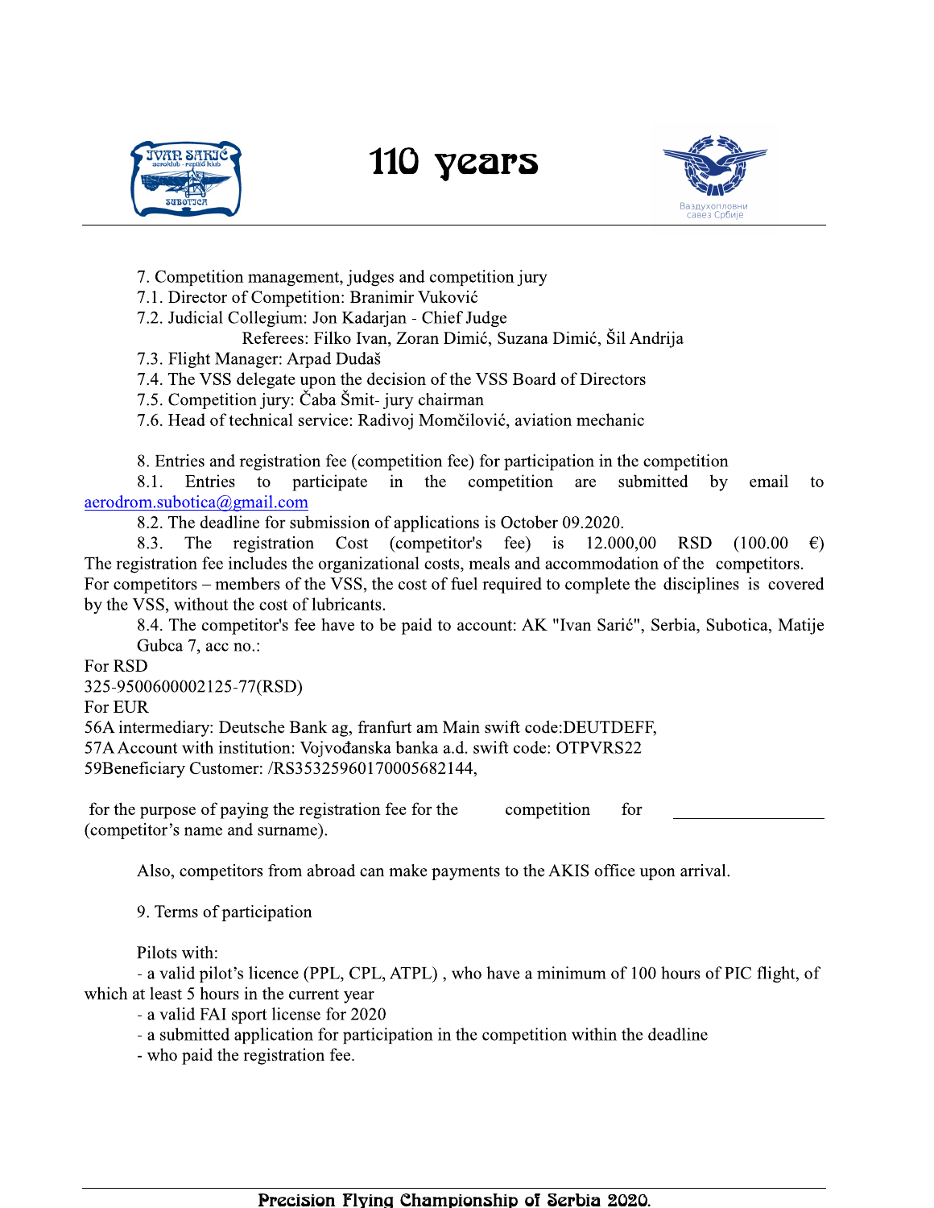7. Competition management, judges and competition jury

7.1. Director of Competition: Branimir Vuković

7.2. Judicial Collegium: Jon Kadarjan - Chief Judge

Referees: Filko Ivan, Zoran Dimić, Suzana Dimić, Šil Andrija

7.3. Flight Manager: Arpad Dudaš

7.4. The VSS delegate upon the decision of the VSS Board of Directors

7.5. Competition jury: Čaba Šmit- jury chairman

7.6. Head of technical service: Radivoj Momčilović, aviation mechanic

8. Entries and registration fee (competition fee) for participation in the competition

8.1. Entries to participate in the competition are submitted by email to aerodrom.subotica@gmail.com

8.2. The deadline for submission of applications is October 09.2020.

8.3. The registration Cost (competitor's fee) is 12.000,00 RSD (100.00 €) The registration fee includes the organizational costs, meals and accommodation of the competitors. For competitors – members of the VSS, the cost of fuel required to complete the disciplines is covered by the VSS, without the cost of lubricants.

8.4. The competitor's fee have to be paid to account: AK "Ivan Sarić", Serbia, Subotica, Matije Gubca 7, acc no.:

For RSD

325-9500600002125-77(RSD)

For EUR

56A intermediary: Deutsche Bank ag, franfurt am Main swift code:DEUTDEFF,

57A Account with institution: Vojvođanska banka a.d. swift code: OTPVRS22

59Beneficiary Customer: /RS35325960170005682144,

for the purpose of paying the registration fee for the competition for ________________ (competitor's name and surname).

Also, competitors from abroad can make payments to the AKIS office upon arrival.

9. Terms of participation

Pilots with:

- a valid pilot's licence (PPL, CPL, ATPL) , who have a minimum of 100 hours of PIC flight, of which at least 5 hours in the current year
- a valid FAI sport license for 2020
- a submitted application for participation in the competition within the deadline
- who paid the registration fee.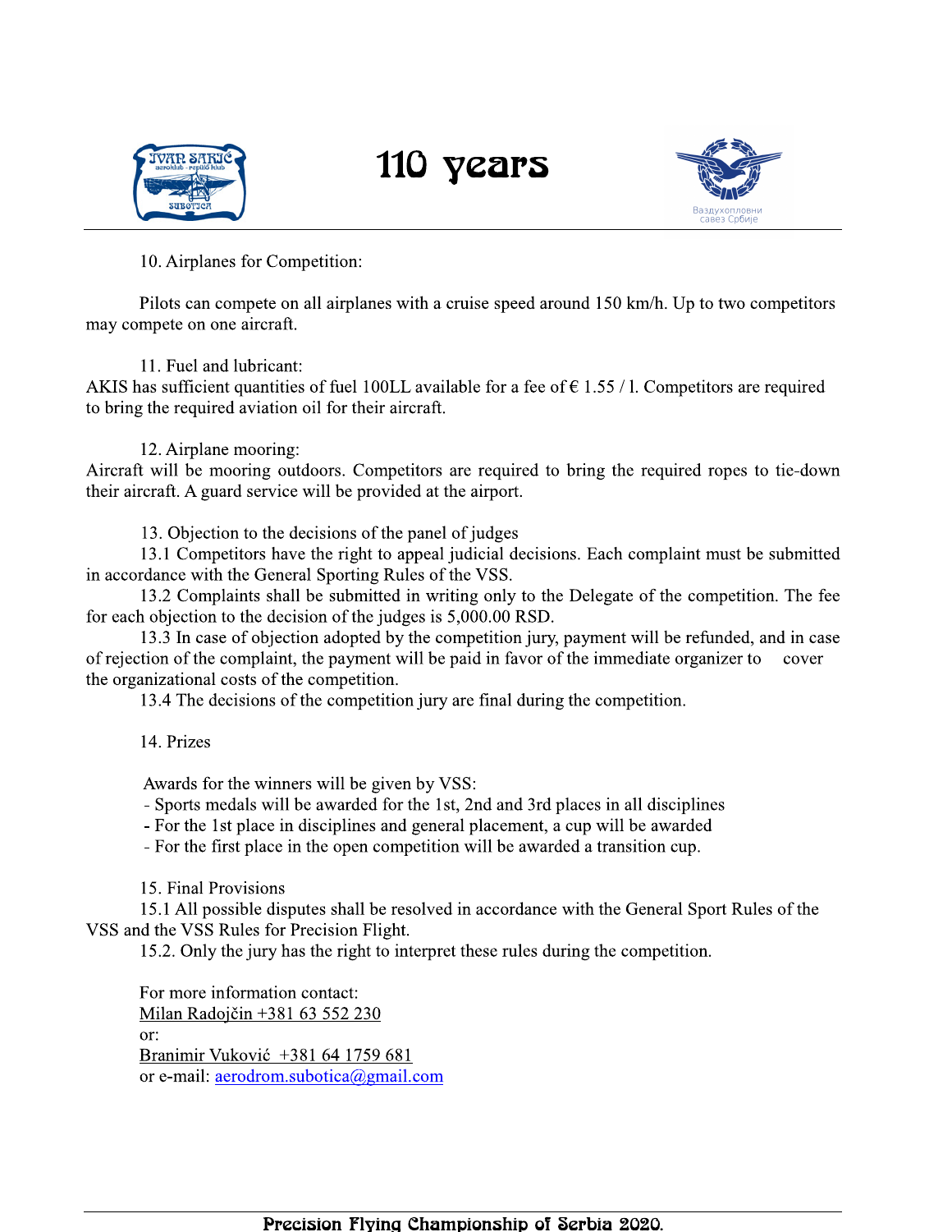10. Airplanes for Competition:

Pilots can compete on all airplanes with a cruise speed around 150 km/h. Up to two competitors may compete on one aircraft.

11. Fuel and lubricant:

AKIS has sufficient quantities of fuel 100LL available for a fee of € 1.55 / l. Competitors are required to bring the required aviation oil for their aircraft.

12. Airplane mooring:

Aircraft will be mooring outdoors. Competitors are required to bring the required ropes to tie-down their aircraft. A guard service will be provided at the airport.

13. Objection to the decisions of the panel of judges

13.1 Competitors have the right to appeal judicial decisions. Each complaint must be submitted in accordance with the General Sporting Rules of the VSS.

13.2 Complaints shall be submitted in writing only to the Delegate of the competition. The fee for each objection to the decision of the judges is 5,000.00 RSD.

13.3 In case of objection adopted by the competition jury, payment will be refunded, and in case of rejection of the complaint, the payment will be paid in favor of the immediate organizer to cover the organizational costs of the competition.

13.4 The decisions of the competition jury are final during the competition.

14. Prizes

Awards for the winners will be given by VSS:

- Sports medals will be awarded for the 1st, 2nd and 3rd places in all disciplines
- For the 1st place in disciplines and general placement, a cup will be awarded
- For the first place in the open competition will be awarded a transition cup.

15. Final Provisions

15.1 All possible disputes shall be resolved in accordance with the General Sport Rules of the VSS and the VSS Rules for Precision Flight.

15.2. Only the jury has the right to interpret these rules during the competition.

For more information contact:
Milan Radojčin +381 63 552 230
or:
Branimir Vuković +381 64 1759 681
or e-mail: aerodrom.subotica@gmail.com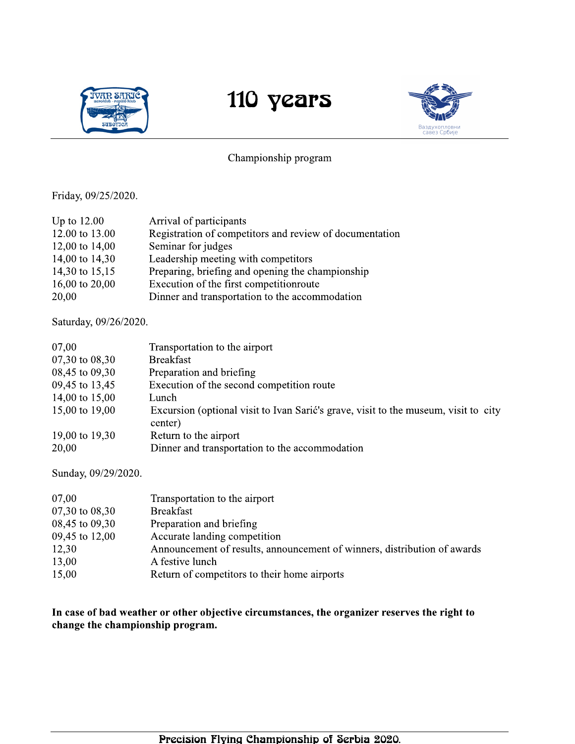# 110 years

Championship program

Friday, 09/25/2020.

| | |
|---|---|
| Up to 12.00 | Arrival of participants |
| 12.00 to 13.00 | Registration of competitors and review of documentation |
| 12,00 to 14,00 | Seminar for judges |
| 14,00 to 14,30 | Leadership meeting with competitors |
| 14,30 to 15,15 | Preparing, briefing and opening the championship |
| 16,00 to 20,00 | Execution of the first competitionroute |
| 20,00 | Dinner and transportation to the accommodation |

Saturday, 09/26/2020.

| | |
|---|---|
| 07,00 | Transportation to the airport |
| 07,30 to 08,30 | Breakfast |
| 08,45 to 09,30 | Preparation and briefing |
| 09,45 to 13,45 | Execution of the second competition route |
| 14,00 to 15,00 | Lunch |
| 15,00 to 19,00 | Excursion (optional visit to Ivan Sarić's grave, visit to the museum, visit to city center) |
| 19,00 to 19,30 | Return to the airport |
| 20,00 | Dinner and transportation to the accommodation |

Sunday, 09/29/2020.

| | |
|---|---|
| 07,00 | Transportation to the airport |
| 07,30 to 08,30 | Breakfast |
| 08,45 to 09,30 | Preparation and briefing |
| 09,45 to 12,00 | Accurate landing competition |
| 12,30 | Announcement of results, announcement of winners, distribution of awards |
| 13,00 | A festive lunch |
| 15,00 | Return of competitors to their home airports |

**In case of bad weather or other objective circumstances, the organizer reserves the right to change the championship program.**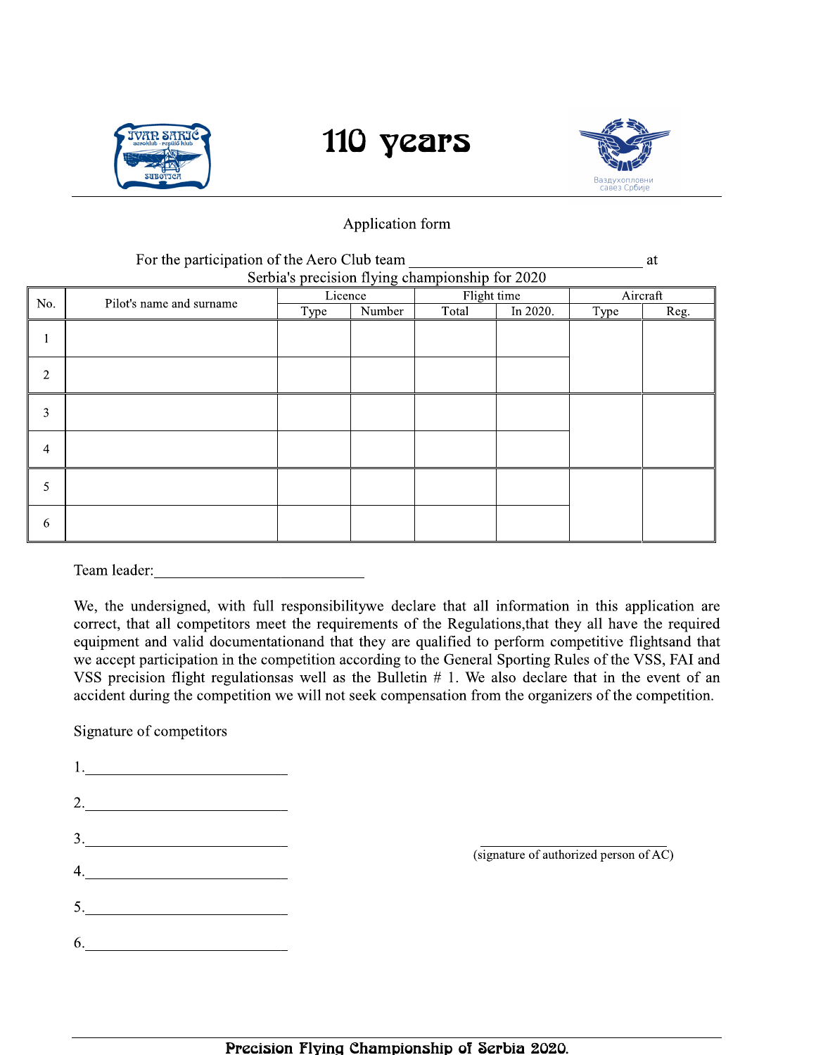# 110 years

Application form

For the participation of the Aero Club team ______________________________ at Serbia's precision flying championship for 2020

| No. | Pilot's name and surname | Licence | | Flight time | | Aircraft | |
|---|---|---|---|---|---|---|---|
| | | Type | Number | Total | In 2020. | Type | Reg. |
| 1 | | | | | | | |
| 2 | | | | | | | |
| 3 | | | | | | | |
| 4 | | | | | | | |
| 5 | | | | | | | |
| 6 | | | | | | | |

Team leader:___________________________

We, the undersigned, with full responsibilitywe declare that all information in this application are correct, that all competitors meet the requirements of the Regulations,that they all have the required equipment and valid documentationand that they are qualified to perform competitive flightsand that we accept participation in the competition according to the General Sporting Rules of the VSS, FAI and VSS precision flight regulationsas well as the Bulletin # 1. We also declare that in the event of an accident during the competition we will not seek compensation from the organizers of the competition.

Signature of competitors

1.___________________________

2.___________________________

3.___________________________

4.___________________________

5.___________________________

6.___________________________

___________________________
(signature of authorized person of AC)